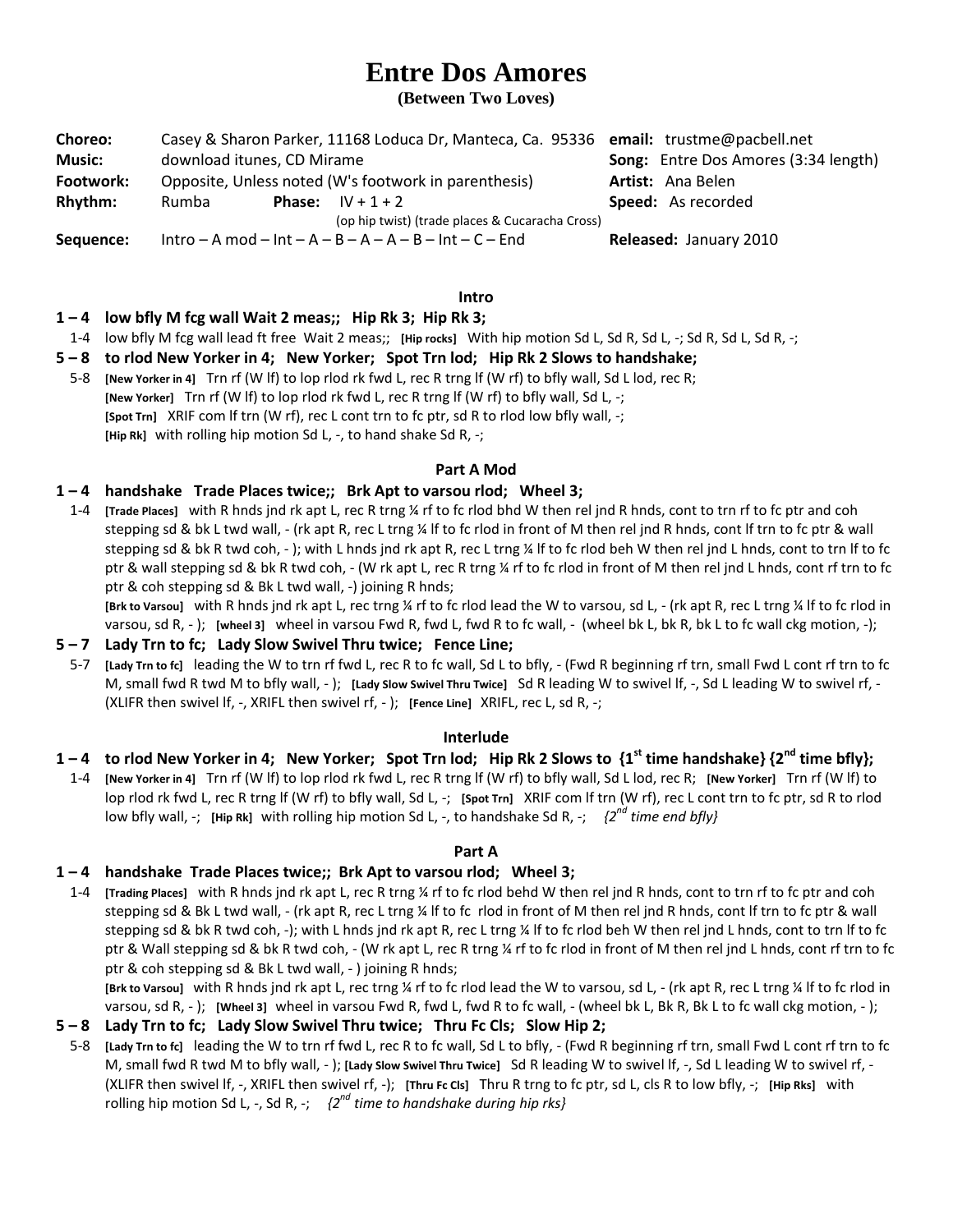# Entre Dos Amores

**(Between Two Loves)**

**Choreo:** Casey & Sharon Parker, 11168 Loduca Dr, Manteca, Ca. 95336 **email:** trustme@pacbell.net
**Music:** download itunes, CD Mirame **Song:** Entre Dos Amores (3:34 length)
**Footwork:** Opposite, Unless noted (W's footwork in parenthesis) **Artist:** Ana Belen
**Rhythm:** Rumba **Phase:** IV + 1 + 2 (op hip twist) (trade places & Cucaracha Cross) **Speed:** As recorded
**Sequence:** Intro – A mod – Int – A – B – A – A – B – Int – C – End **Released:** January 2010

### Intro

**1 – 4 low bfly M fcg wall Wait 2 meas;; Hip Rk 3; Hip Rk 3;**

1-4 low bfly M fcg wall lead ft free Wait 2 meas;; **[Hip rocks]** With hip motion Sd L, Sd R, Sd L, -; Sd R, Sd L, Sd R, -;

**5 – 8 to rlod New Yorker in 4; New Yorker; Spot Trn lod; Hip Rk 2 Slows to handshake;**

5-8 **[New Yorker in 4]** Trn rf (W lf) to lop rlod rk fwd L, rec R trng lf (W rf) to bfly wall, Sd L lod, rec R; **[New Yorker]** Trn rf (W lf) to lop rlod rk fwd L, rec R trng lf (W rf) to bfly wall, Sd L, -; **[Spot Trn]** XRIF com lf trn (W rf), rec L cont trn to fc ptr, sd R to rlod low bfly wall, -; **[Hip Rk]** with rolling hip motion Sd L, -, to hand shake Sd R, -;

### Part A Mod

**1 – 4 handshake Trade Places twice;; Brk Apt to varsou rlod; Wheel 3;**

1-4 **[Trade Places]** with R hnds jnd rk apt L, rec R trng ¼ rf to fc rlod bhd W then rel jnd R hnds, cont to trn rf to fc ptr and coh stepping sd & bk L twd wall, - (rk apt R, rec L trng ¼ lf to fc rlod in front of M then rel jnd R hnds, cont lf trn to fc ptr & wall stepping sd & bk R twd coh, - ); with L hnds jnd rk apt R, rec L trng ¼ lf to fc rlod beh W then rel jnd L hnds, cont to trn lf to fc ptr & wall stepping sd & bk R twd coh, - (W rk apt L, rec R trng ¼ rf to fc rlod in front of M then rel jnd L hnds, cont rf trn to fc ptr & coh stepping sd & Bk L twd wall, -) joining R hnds;
**[Brk to Varsou]** with R hnds jnd rk apt L, rec trng ¼ rf to fc rlod lead the W to varsou, sd L, - (rk apt R, rec L trng ¼ lf to fc rlod in varsou, sd R, - ); **[wheel 3]** wheel in varsou Fwd R, fwd L, fwd R to fc wall, - (wheel bk L, bk R, bk L to fc wall ckg motion, -);

**5 – 7 Lady Trn to fc; Lady Slow Swivel Thru twice; Fence Line;**

5-7 **[Lady Trn to fc]** leading the W to trn rf fwd L, rec R to fc wall, Sd L to bfly, - (Fwd R beginning rf trn, small Fwd L cont rf trn to fc M, small fwd R twd M to bfly wall, - ); **[Lady Slow Swivel Thru Twice]** Sd R leading W to swivel lf, -, Sd L leading W to swivel rf, - (XLIFR then swivel lf, -, XRIFL then swivel rf, - ); **[Fence Line]** XRIFL, rec L, sd R, -;

### Interlude

**1 – 4 to rlod New Yorker in 4; New Yorker; Spot Trn lod; Hip Rk 2 Slows to {1st time handshake} {2nd time bfly};**

1-4 **[New Yorker in 4]** Trn rf (W lf) to lop rlod rk fwd L, rec R trng lf (W rf) to bfly wall, Sd L lod, rec R; **[New Yorker]** Trn rf (W lf) to lop rlod rk fwd L, rec R trng lf (W rf) to bfly wall, Sd L, -; **[Spot Trn]** XRIF com lf trn (W rf), rec L cont trn to fc ptr, sd R to rlod low bfly wall, -; **[Hip Rk]** with rolling hip motion Sd L, -, to handshake Sd R, -; *{2nd time end bfly}*

### Part A

**1 – 4 handshake Trade Places twice;; Brk Apt to varsou rlod; Wheel 3;**

1-4 **[Trading Places]** with R hnds jnd rk apt L, rec R trng ¼ rf to fc rlod behd W then rel jnd R hnds, cont to trn rf to fc ptr and coh stepping sd & Bk L twd wall, - (rk apt R, rec L trng ¼ lf to fc rlod in front of M then rel jnd R hnds, cont lf trn to fc ptr & wall stepping sd & bk R twd coh, -); with L hnds jnd rk apt R, rec L trng ¼ lf to fc rlod beh W then rel jnd L hnds, cont to trn lf to fc ptr & Wall stepping sd & bk R twd coh, - (W rk apt L, rec R trng ¼ rf to fc rlod in front of M then rel jnd L hnds, cont rf trn to fc ptr & coh stepping sd & Bk L twd wall, - ) joining R hnds;
**[Brk to Varsou]** with R hnds jnd rk apt L, rec trng ¼ rf to fc rlod lead the W to varsou, sd L, - (rk apt R, rec L trng ¼ lf to fc rlod in varsou, sd R, - ); **[Wheel 3]** wheel in varsou Fwd R, fwd L, fwd R to fc wall, - (wheel bk L, Bk R, Bk L to fc wall ckg motion, - );

**5 – 8 Lady Trn to fc; Lady Slow Swivel Thru twice; Thru Fc Cls; Slow Hip 2;**

5-8 **[Lady Trn to fc]** leading the W to trn rf fwd L, rec R to fc wall, Sd L to bfly, - (Fwd R beginning rf trn, small Fwd L cont rf trn to fc M, small fwd R twd M to bfly wall, - ); **[Lady Slow Swivel Thru Twice]** Sd R leading W to swivel lf, -, Sd L leading W to swivel rf, - (XLIFR then swivel lf, -, XRIFL then swivel rf, -); **[Thru Fc Cls]** Thru R trng to fc ptr, sd L, cls R to low bfly, -; **[Hip Rks]** with rolling hip motion Sd L, -, Sd R, -; *{2nd time to handshake during hip rks}*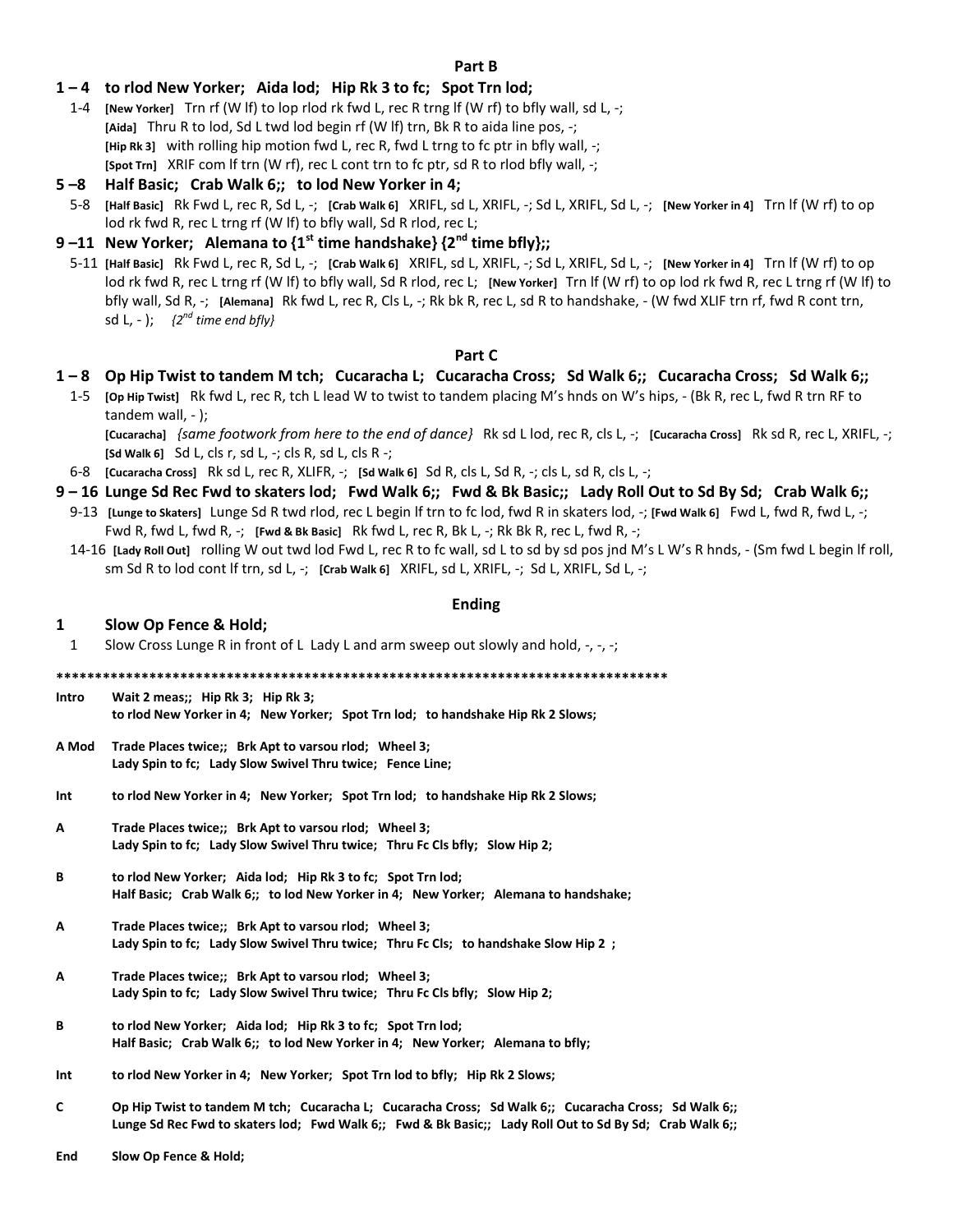## Part B

### 1 – 4 to rlod New Yorker; Aida lod; Hip Rk 3 to fc; Spot Trn lod;

1-4 **[New Yorker]** Trn rf (W lf) to lop rlod rk fwd L, rec R trng lf (W rf) to bfly wall, sd L, -;
**[Aida]** Thru R to lod, Sd L twd lod begin rf (W lf) trn, Bk R to aida line pos, -;
**[Hip Rk 3]** with rolling hip motion fwd L, rec R, fwd L trng to fc ptr in bfly wall, -;
**[Spot Trn]** XRIF com lf trn (W rf), rec L cont trn to fc ptr, sd R to rlod bfly wall, -;

### 5 –8 Half Basic; Crab Walk 6;; to lod New Yorker in 4;

5-8 **[Half Basic]** Rk Fwd L, rec R, Sd L, -; **[Crab Walk 6]** XRIFL, sd L, XRIFL, -; Sd L, XRIFL, Sd L, -; **[New Yorker in 4]** Trn lf (W rf) to op lod rk fwd R, rec L trng rf (W lf) to bfly wall, Sd R rlod, rec L;

### 9 –11 New Yorker; Alemana to {1st time handshake} {2nd time bfly};;

5-11 **[Half Basic]** Rk Fwd L, rec R, Sd L, -; **[Crab Walk 6]** XRIFL, sd L, XRIFL, -; Sd L, XRIFL, Sd L, -; **[New Yorker in 4]** Trn lf (W rf) to op lod rk fwd R, rec L trng rf (W lf) to bfly wall, Sd R rlod, rec L; **[New Yorker]** Trn lf (W rf) to op lod rk fwd R, rec L trng rf (W lf) to bfly wall, Sd R, -; **[Alemana]** Rk fwd L, rec R, Cls L, -; Rk bk R, rec L, sd R to handshake, - (W fwd XLIF trn rf, fwd R cont trn, sd L, - ); *{2nd time end bfly}*

## Part C

### 1 – 8 Op Hip Twist to tandem M tch; Cucaracha L; Cucaracha Cross; Sd Walk 6;; Cucaracha Cross; Sd Walk 6;;

1-5 **[Op Hip Twist]** Rk fwd L, rec R, tch L lead W to twist to tandem placing M's hnds on W's hips, - (Bk R, rec L, fwd R trn RF to tandem wall, - );
**[Cucaracha]** *{same footwork from here to the end of dance}* Rk sd L lod, rec R, cls L, -; **[Cucaracha Cross]** Rk sd R, rec L, XRIFL, -;
**[Sd Walk 6]** Sd L, cls r, sd L, -; cls R, sd L, cls R -;

6-8 **[Cucaracha Cross]** Rk sd L, rec R, XLIFR, -; **[Sd Walk 6]** Sd R, cls L, Sd R, -; cls L, sd R, cls L, -;

### 9 – 16 Lunge Sd Rec Fwd to skaters lod; Fwd Walk 6;; Fwd & Bk Basic;; Lady Roll Out to Sd By Sd; Crab Walk 6;;

9-13 **[Lunge to Skaters]** Lunge Sd R twd rlod, rec L begin lf trn to fc lod, fwd R in skaters lod, -; **[Fwd Walk 6]** Fwd L, fwd R, fwd L, -; Fwd R, fwd L, fwd R, -; **[Fwd & Bk Basic]** Rk fwd L, rec R, Bk L, -; Rk Bk R, rec L, fwd R, -;

14-16 **[Lady Roll Out]** rolling W out twd lod Fwd L, rec R to fc wall, sd L to sd by sd pos jnd M's L W's R hnds, - (Sm fwd L begin lf roll, sm Sd R to lod cont lf trn, sd L, -; **[Crab Walk 6]** XRIFL, sd L, XRIFL, -; Sd L, XRIFL, Sd L, -;

## Ending

### 1 Slow Op Fence & Hold;

1 Slow Cross Lunge R in front of L Lady L and arm sweep out slowly and hold, -, -, -;

*******************************************************************************

**Intro** **Wait 2 meas;; Hip Rk 3; Hip Rk 3;**
**to rlod New Yorker in 4; New Yorker; Spot Trn lod; to handshake Hip Rk 2 Slows;**

**A Mod** **Trade Places twice;; Brk Apt to varsou rlod; Wheel 3;**
**Lady Spin to fc; Lady Slow Swivel Thru twice; Fence Line;**

**Int** **to rlod New Yorker in 4; New Yorker; Spot Trn lod; to handshake Hip Rk 2 Slows;**

**A** **Trade Places twice;; Brk Apt to varsou rlod; Wheel 3;**
**Lady Spin to fc; Lady Slow Swivel Thru twice; Thru Fc Cls bfly; Slow Hip 2;**

**B** **to rlod New Yorker; Aida lod; Hip Rk 3 to fc; Spot Trn lod;**
**Half Basic; Crab Walk 6;; to lod New Yorker in 4; New Yorker; Alemana to handshake;**

**A** **Trade Places twice;; Brk Apt to varsou rlod; Wheel 3;**
**Lady Spin to fc; Lady Slow Swivel Thru twice; Thru Fc Cls; to handshake Slow Hip 2 ;**

**A** **Trade Places twice;; Brk Apt to varsou rlod; Wheel 3;**
**Lady Spin to fc; Lady Slow Swivel Thru twice; Thru Fc Cls bfly; Slow Hip 2;**

**B** **to rlod New Yorker; Aida lod; Hip Rk 3 to fc; Spot Trn lod;**
**Half Basic; Crab Walk 6;; to lod New Yorker in 4; New Yorker; Alemana to bfly;**

**Int** **to rlod New Yorker in 4; New Yorker; Spot Trn lod to bfly; Hip Rk 2 Slows;**

**C** **Op Hip Twist to tandem M tch; Cucaracha L; Cucaracha Cross; Sd Walk 6;; Cucaracha Cross; Sd Walk 6;;**
**Lunge Sd Rec Fwd to skaters lod; Fwd Walk 6;; Fwd & Bk Basic;; Lady Roll Out to Sd By Sd; Crab Walk 6;;**

**End** **Slow Op Fence & Hold;**